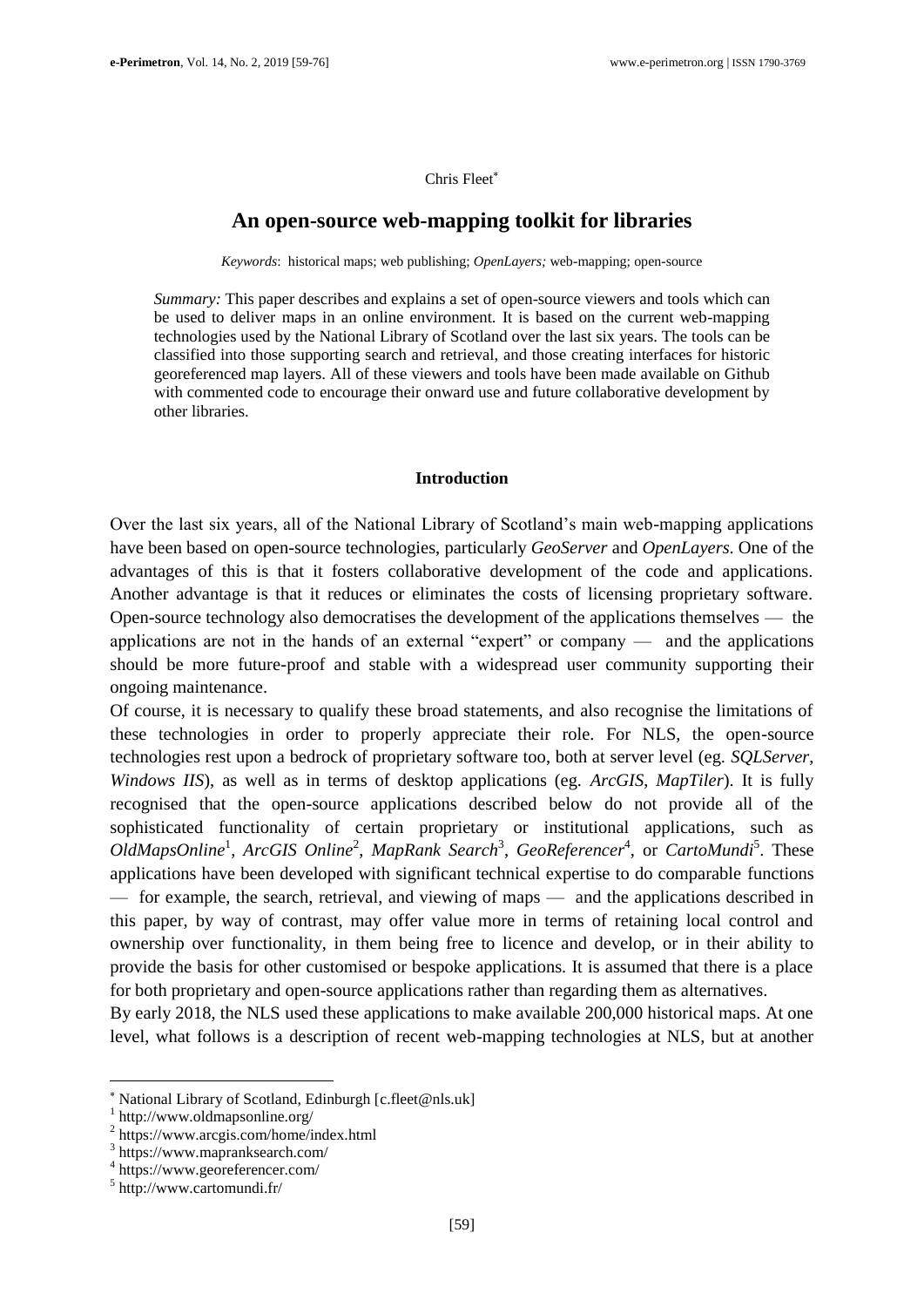Chris Fleet[*]

# An open-source web-mapping toolkit for libraries

*Keywords*: historical maps; web publishing; *OpenLayers;* web-mapping; open-source

*Summary:* This paper describes and explains a set of open-source viewers and tools which can be used to deliver maps in an online environment. It is based on the current web-mapping technologies used by the National Library of Scotland over the last six years. The tools can be classified into those supporting search and retrieval, and those creating interfaces for historic georeferenced map layers. All of these viewers and tools have been made available on Github with commented code to encourage their onward use and future collaborative development by other libraries.

## Introduction

Over the last six years, all of the National Library of Scotland's main web-mapping applications have been based on open-source technologies, particularly *GeoServer* and *OpenLayers*. One of the advantages of this is that it fosters collaborative development of the code and applications. Another advantage is that it reduces or eliminates the costs of licensing proprietary software. Open-source technology also democratises the development of the applications themselves — the applications are not in the hands of an external "expert" or company — and the applications should be more future-proof and stable with a widespread user community supporting their ongoing maintenance.

Of course, it is necessary to qualify these broad statements, and also recognise the limitations of these technologies in order to properly appreciate their role. For NLS, the open-source technologies rest upon a bedrock of proprietary software too, both at server level (eg. *SQLServer*, *Windows IIS*), as well as in terms of desktop applications (eg. *ArcGIS*, *MapTiler*). It is fully recognised that the open-source applications described below do not provide all of the sophisticated functionality of certain proprietary or institutional applications, such as *OldMapsOnline*[1], *ArcGIS Online*[2], *MapRank Search*[3], *GeoReferencer*[4], or *CartoMundi*[5]. These applications have been developed with significant technical expertise to do comparable functions — for example, the search, retrieval, and viewing of maps — and the applications described in this paper, by way of contrast, may offer value more in terms of retaining local control and ownership over functionality, in them being free to licence and develop, or in their ability to provide the basis for other customised or bespoke applications. It is assumed that there is a place for both proprietary and open-source applications rather than regarding them as alternatives.

By early 2018, the NLS used these applications to make available 200,000 historical maps. At one level, what follows is a description of recent web-mapping technologies at NLS, but at another

---

[*] National Library of Scotland, Edinburgh [c.fleet@nls.uk]

[1] http://www.oldmapsonline.org/

[2] https://www.arcgis.com/home/index.html

[3] https://www.mapranksearch.com/

[4] https://www.georeferencer.com/

[5] http://www.cartomundi.fr/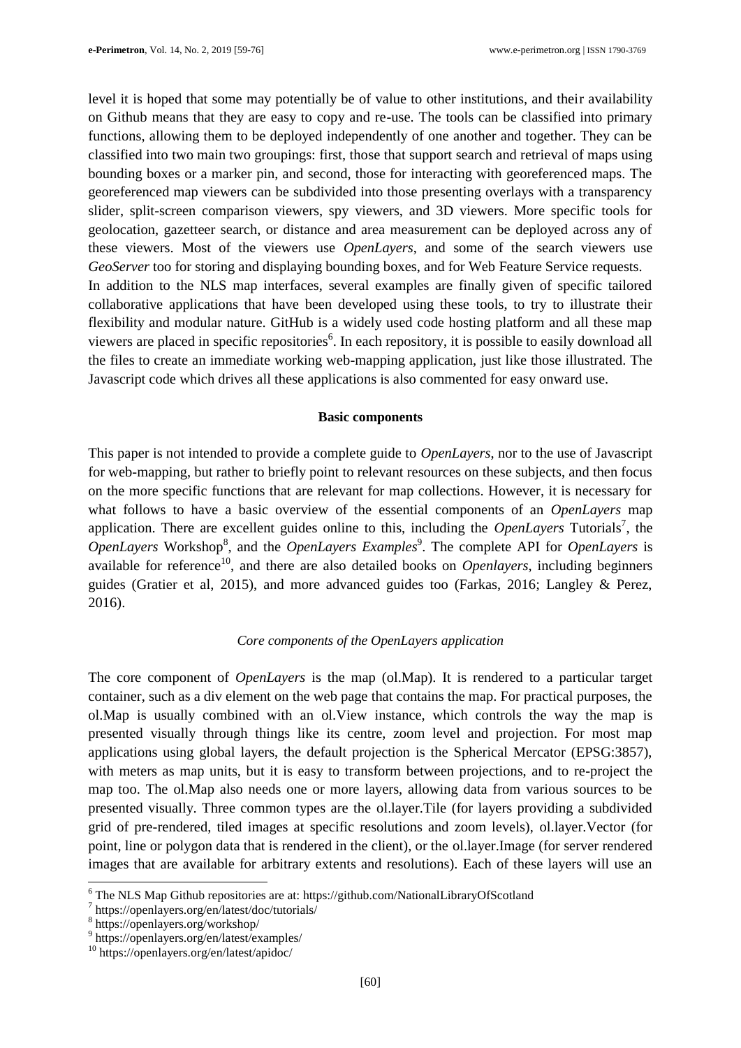level it is hoped that some may potentially be of value to other institutions, and their availability on Github means that they are easy to copy and re-use. The tools can be classified into primary functions, allowing them to be deployed independently of one another and together. They can be classified into two main two groupings: first, those that support search and retrieval of maps using bounding boxes or a marker pin, and second, those for interacting with georeferenced maps. The georeferenced map viewers can be subdivided into those presenting overlays with a transparency slider, split-screen comparison viewers, spy viewers, and 3D viewers. More specific tools for geolocation, gazetteer search, or distance and area measurement can be deployed across any of these viewers. Most of the viewers use *OpenLayers*, and some of the search viewers use *GeoServer* too for storing and displaying bounding boxes, and for Web Feature Service requests.

In addition to the NLS map interfaces, several examples are finally given of specific tailored collaborative applications that have been developed using these tools, to try to illustrate their flexibility and modular nature. GitHub is a widely used code hosting platform and all these map viewers are placed in specific repositories[6]. In each repository, it is possible to easily download all the files to create an immediate working web-mapping application, just like those illustrated. The Javascript code which drives all these applications is also commented for easy onward use.

## Basic components

This paper is not intended to provide a complete guide to *OpenLayers*, nor to the use of Javascript for web-mapping, but rather to briefly point to relevant resources on these subjects, and then focus on the more specific functions that are relevant for map collections. However, it is necessary for what follows to have a basic overview of the essential components of an *OpenLayers* map application. There are excellent guides online to this, including the *OpenLayers* Tutorials[7], the *OpenLayers* Workshop[8], and the *OpenLayers Examples*[9]. The complete API for *OpenLayers* is available for reference[10], and there are also detailed books on *Openlayers*, including beginners guides (Gratier et al, 2015), and more advanced guides too (Farkas, 2016; Langley & Perez, 2016).

### *Core components of the OpenLayers application*

The core component of *OpenLayers* is the map (ol.Map). It is rendered to a particular target container, such as a div element on the web page that contains the map. For practical purposes, the ol.Map is usually combined with an ol.View instance, which controls the way the map is presented visually through things like its centre, zoom level and projection. For most map applications using global layers, the default projection is the Spherical Mercator (EPSG:3857), with meters as map units, but it is easy to transform between projections, and to re-project the map too. The ol.Map also needs one or more layers, allowing data from various sources to be presented visually. Three common types are the ol.layer.Tile (for layers providing a subdivided grid of pre-rendered, tiled images at specific resolutions and zoom levels), ol.layer.Vector (for point, line or polygon data that is rendered in the client), or the ol.layer.Image (for server rendered images that are available for arbitrary extents and resolutions). Each of these layers will use an

---

[6] The NLS Map Github repositories are at: https://github.com/NationalLibraryOfScotland

[7] https://openlayers.org/en/latest/doc/tutorials/

[8] https://openlayers.org/workshop/

[9] https://openlayers.org/en/latest/examples/

[10] https://openlayers.org/en/latest/apidoc/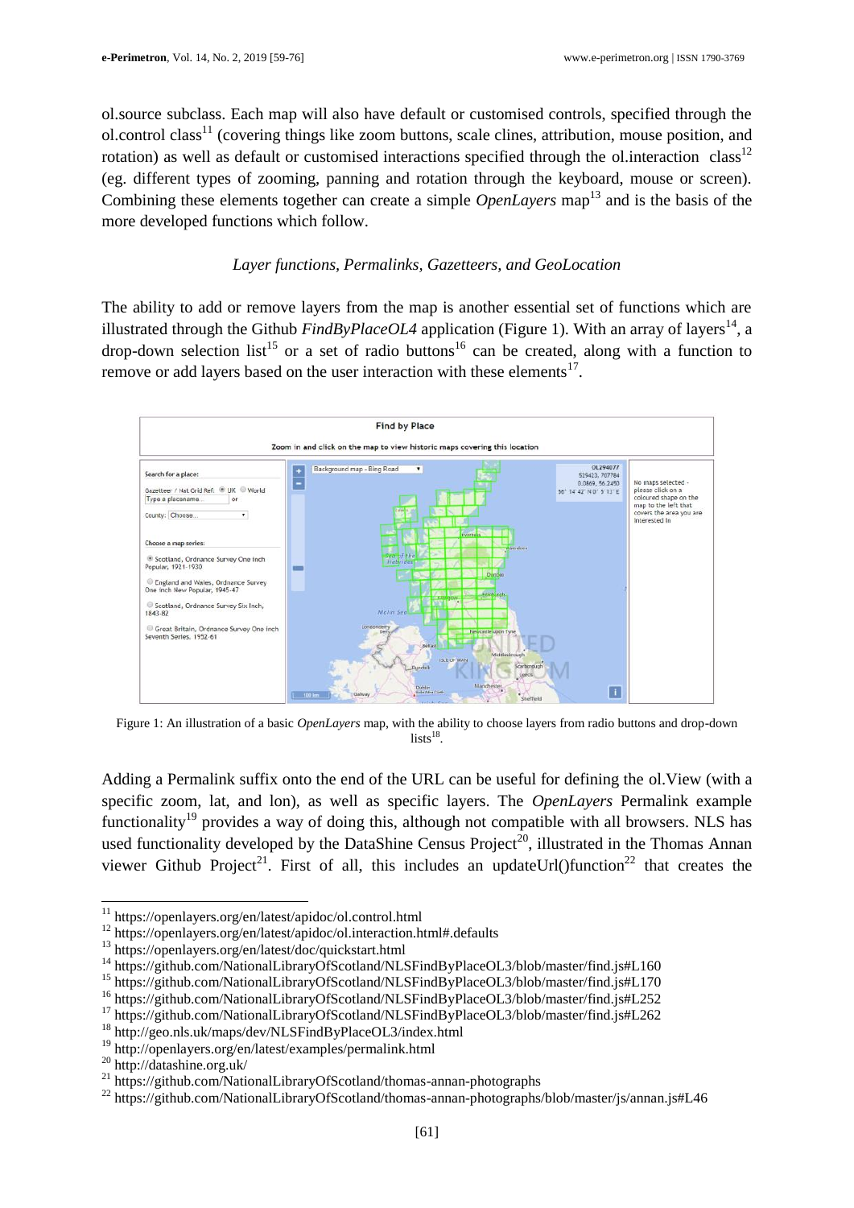ol.source subclass. Each map will also have default or customised controls, specified through the ol.control class[11] (covering things like zoom buttons, scale clines, attribution, mouse position, and rotation) as well as default or customised interactions specified through the ol.interaction class[12] (eg. different types of zooming, panning and rotation through the keyboard, mouse or screen). Combining these elements together can create a simple *OpenLayers* map[13] and is the basis of the more developed functions which follow.

### *Layer functions, Permalinks, Gazetteers, and GeoLocation*

The ability to add or remove layers from the map is another essential set of functions which are illustrated through the Github *FindByPlaceOL4* application (Figure 1). With an array of layers[14], a drop-down selection list[15] or a set of radio buttons[16] can be created, along with a function to remove or add layers based on the user interaction with these elements[17].

Figure 1: An illustration of a basic *OpenLayers* map, with the ability to choose layers from radio buttons and drop-down lists[18].

Adding a Permalink suffix onto the end of the URL can be useful for defining the ol.View (with a specific zoom, lat, and lon), as well as specific layers. The *OpenLayers* Permalink example functionality[19] provides a way of doing this, although not compatible with all browsers. NLS has used functionality developed by the DataShine Census Project[20], illustrated in the Thomas Annan viewer Github Project[21]. First of all, this includes an updateUrl()function[22] that creates the

---

[11] https://openlayers.org/en/latest/apidoc/ol.control.html

[12] https://openlayers.org/en/latest/apidoc/ol.interaction.html#.defaults

[13] https://openlayers.org/en/latest/doc/quickstart.html

[14] https://github.com/NationalLibraryOfScotland/NLSFindByPlaceOL3/blob/master/find.js#L160

[15] https://github.com/NationalLibraryOfScotland/NLSFindByPlaceOL3/blob/master/find.js#L170

[16] https://github.com/NationalLibraryOfScotland/NLSFindByPlaceOL3/blob/master/find.js#L252

[17] https://github.com/NationalLibraryOfScotland/NLSFindByPlaceOL3/blob/master/find.js#L262

[18] http://geo.nls.uk/maps/dev/NLSFindByPlaceOL3/index.html

[19] http://openlayers.org/en/latest/examples/permalink.html

[20] http://datashine.org.uk/

[21] https://github.com/NationalLibraryOfScotland/thomas-annan-photographs

[22] https://github.com/NationalLibraryOfScotland/thomas-annan-photographs/blob/master/js/annan.js#L46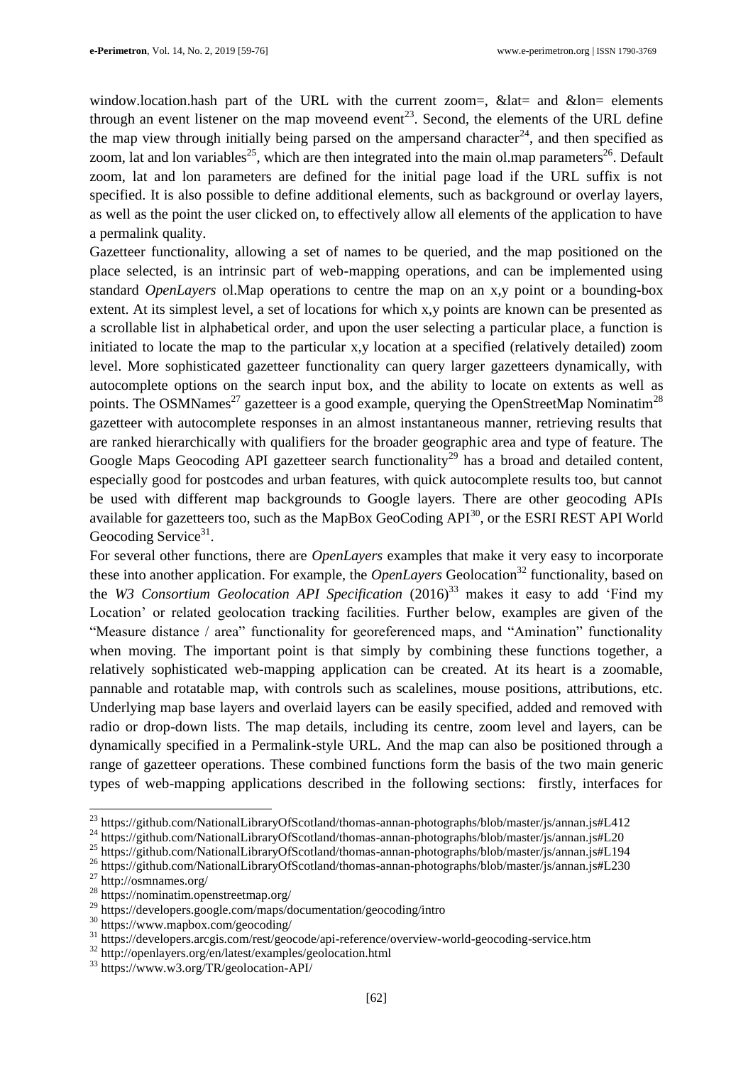window.location.hash part of the URL with the current zoom=, &lat= and &lon= elements through an event listener on the map moveend event[23]. Second, the elements of the URL define the map view through initially being parsed on the ampersand character[24], and then specified as zoom, lat and lon variables[25], which are then integrated into the main ol.map parameters[26]. Default zoom, lat and lon parameters are defined for the initial page load if the URL suffix is not specified. It is also possible to define additional elements, such as background or overlay layers, as well as the point the user clicked on, to effectively allow all elements of the application to have a permalink quality.

Gazetteer functionality, allowing a set of names to be queried, and the map positioned on the place selected, is an intrinsic part of web-mapping operations, and can be implemented using standard *OpenLayers* ol.Map operations to centre the map on an x,y point or a bounding-box extent. At its simplest level, a set of locations for which x,y points are known can be presented as a scrollable list in alphabetical order, and upon the user selecting a particular place, a function is initiated to locate the map to the particular x,y location at a specified (relatively detailed) zoom level. More sophisticated gazetteer functionality can query larger gazetteers dynamically, with autocomplete options on the search input box, and the ability to locate on extents as well as points. The OSMNames[27] gazetteer is a good example, querying the OpenStreetMap Nominatim[28] gazetteer with autocomplete responses in an almost instantaneous manner, retrieving results that are ranked hierarchically with qualifiers for the broader geographic area and type of feature. The Google Maps Geocoding API gazetteer search functionality[29] has a broad and detailed content, especially good for postcodes and urban features, with quick autocomplete results too, but cannot be used with different map backgrounds to Google layers. There are other geocoding APIs available for gazetteers too, such as the MapBox GeoCoding API[30], or the ESRI REST API World Geocoding Service[31].

For several other functions, there are *OpenLayers* examples that make it very easy to incorporate these into another application. For example, the *OpenLayers* Geolocation[32] functionality, based on the *W3 Consortium Geolocation API Specification* (2016)[33] makes it easy to add 'Find my Location' or related geolocation tracking facilities. Further below, examples are given of the "Measure distance / area" functionality for georeferenced maps, and "Amination" functionality when moving. The important point is that simply by combining these functions together, a relatively sophisticated web-mapping application can be created. At its heart is a zoomable, pannable and rotatable map, with controls such as scalelines, mouse positions, attributions, etc. Underlying map base layers and overlaid layers can be easily specified, added and removed with radio or drop-down lists. The map details, including its centre, zoom level and layers, can be dynamically specified in a Permalink-style URL. And the map can also be positioned through a range of gazetteer operations. These combined functions form the basis of the two main generic types of web-mapping applications described in the following sections: firstly, interfaces for

---

[23] https://github.com/NationalLibraryOfScotland/thomas-annan-photographs/blob/master/js/annan.js#L412
[24] https://github.com/NationalLibraryOfScotland/thomas-annan-photographs/blob/master/js/annan.js#L20
[25] https://github.com/NationalLibraryOfScotland/thomas-annan-photographs/blob/master/js/annan.js#L194
[26] https://github.com/NationalLibraryOfScotland/thomas-annan-photographs/blob/master/js/annan.js#L230
[27] http://osmnames.org/
[28] https://nominatim.openstreetmap.org/
[29] https://developers.google.com/maps/documentation/geocoding/intro
[30] https://www.mapbox.com/geocoding/
[31] https://developers.arcgis.com/rest/geocode/api-reference/overview-world-geocoding-service.htm
[32] http://openlayers.org/en/latest/examples/geolocation.html
[33] https://www.w3.org/TR/geolocation-API/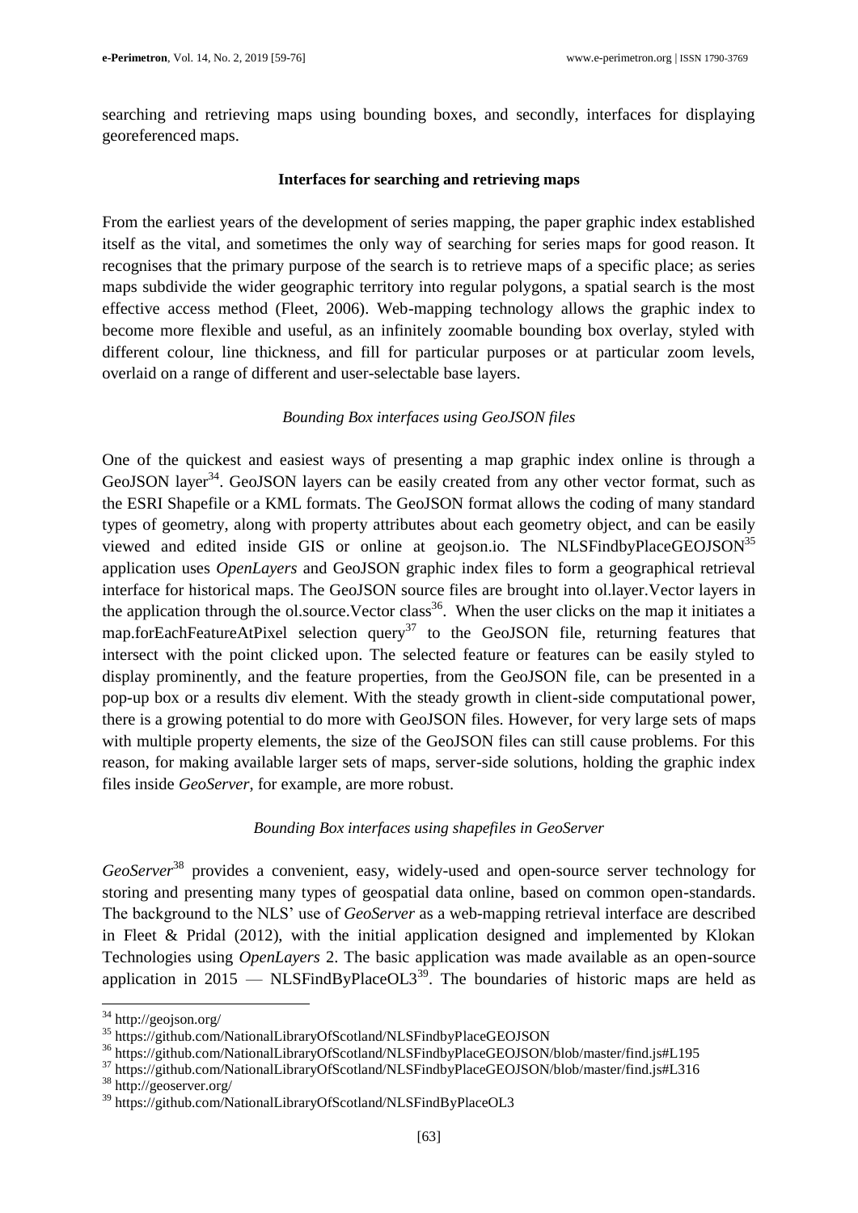searching and retrieving maps using bounding boxes, and secondly, interfaces for displaying georeferenced maps.

## Interfaces for searching and retrieving maps

From the earliest years of the development of series mapping, the paper graphic index established itself as the vital, and sometimes the only way of searching for series maps for good reason. It recognises that the primary purpose of the search is to retrieve maps of a specific place; as series maps subdivide the wider geographic territory into regular polygons, a spatial search is the most effective access method (Fleet, 2006). Web-mapping technology allows the graphic index to become more flexible and useful, as an infinitely zoomable bounding box overlay, styled with different colour, line thickness, and fill for particular purposes or at particular zoom levels, overlaid on a range of different and user-selectable base layers.

### *Bounding Box interfaces using GeoJSON files*

One of the quickest and easiest ways of presenting a map graphic index online is through a GeoJSON layer[34]. GeoJSON layers can be easily created from any other vector format, such as the ESRI Shapefile or a KML formats. The GeoJSON format allows the coding of many standard types of geometry, along with property attributes about each geometry object, and can be easily viewed and edited inside GIS or online at geojson.io. The NLSFindbyPlaceGEOJSON[35] application uses *OpenLayers* and GeoJSON graphic index files to form a geographical retrieval interface for historical maps. The GeoJSON source files are brought into ol.layer.Vector layers in the application through the ol.source.Vector class[36]. When the user clicks on the map it initiates a map.forEachFeatureAtPixel selection query[37] to the GeoJSON file, returning features that intersect with the point clicked upon. The selected feature or features can be easily styled to display prominently, and the feature properties, from the GeoJSON file, can be presented in a pop-up box or a results div element. With the steady growth in client-side computational power, there is a growing potential to do more with GeoJSON files. However, for very large sets of maps with multiple property elements, the size of the GeoJSON files can still cause problems. For this reason, for making available larger sets of maps, server-side solutions, holding the graphic index files inside *GeoServer*, for example, are more robust.

### *Bounding Box interfaces using shapefiles in GeoServer*

*GeoServer*[38] provides a convenient, easy, widely-used and open-source server technology for storing and presenting many types of geospatial data online, based on common open-standards. The background to the NLS' use of *GeoServer* as a web-mapping retrieval interface are described in Fleet & Pridal (2012), with the initial application designed and implemented by Klokan Technologies using *OpenLayers* 2. The basic application was made available as an open-source application in 2015 — NLSFindByPlaceOL3[39]. The boundaries of historic maps are held as

---

[34] http://geojson.org/

[35] https://github.com/NationalLibraryOfScotland/NLSFindbyPlaceGEOJSON

[36] https://github.com/NationalLibraryOfScotland/NLSFindbyPlaceGEOJSON/blob/master/find.js#L195

[37] https://github.com/NationalLibraryOfScotland/NLSFindbyPlaceGEOJSON/blob/master/find.js#L316

[38] http://geoserver.org/

[39] https://github.com/NationalLibraryOfScotland/NLSFindByPlaceOL3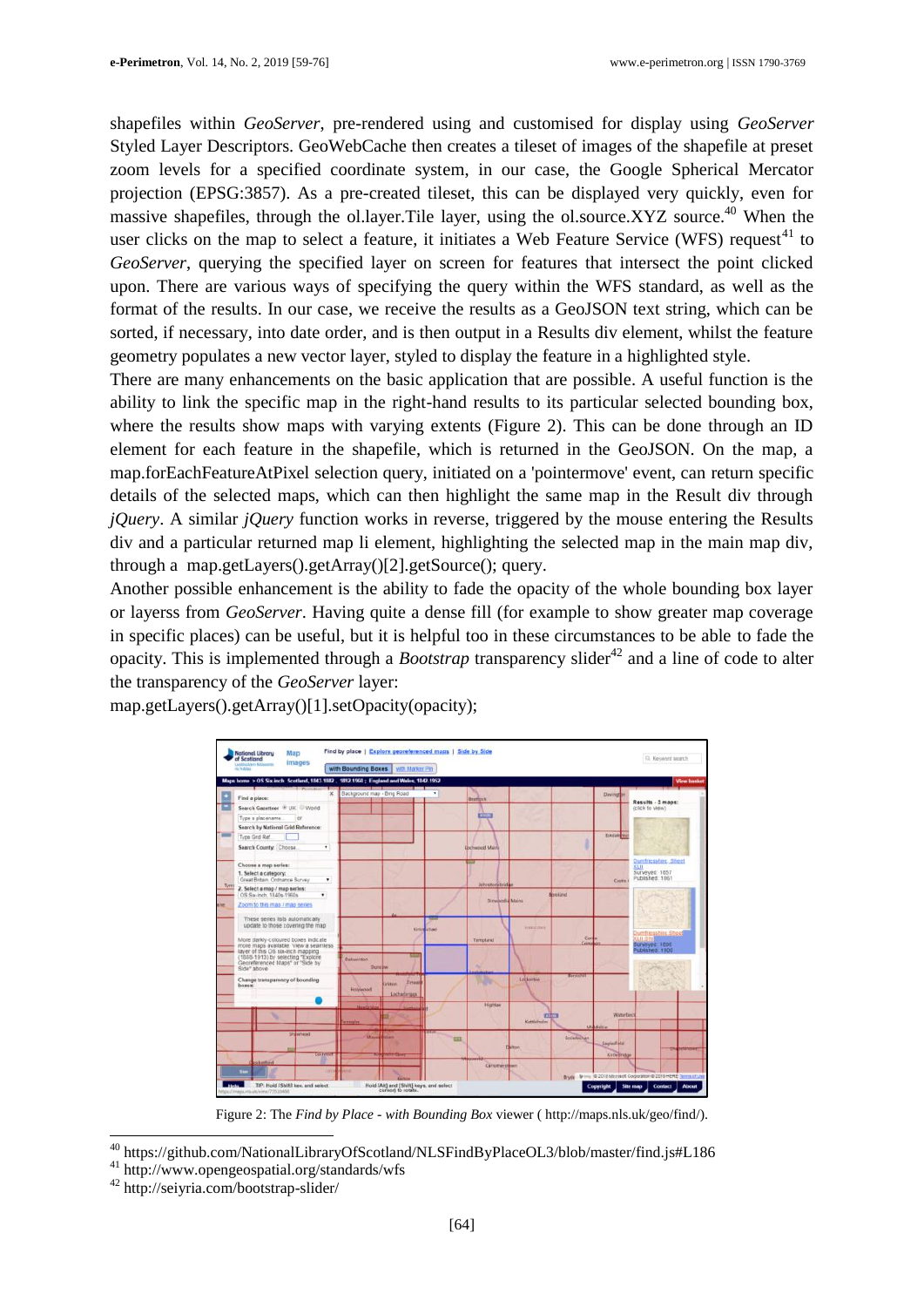shapefiles within *GeoServer*, pre-rendered using and customised for display using *GeoServer* Styled Layer Descriptors. GeoWebCache then creates a tileset of images of the shapefile at preset zoom levels for a specified coordinate system, in our case, the Google Spherical Mercator projection (EPSG:3857). As a pre-created tileset, this can be displayed very quickly, even for massive shapefiles, through the ol.layer.Tile layer, using the ol.source.XYZ source.[40] When the user clicks on the map to select a feature, it initiates a Web Feature Service (WFS) request[41] to *GeoServer*, querying the specified layer on screen for features that intersect the point clicked upon. There are various ways of specifying the query within the WFS standard, as well as the format of the results. In our case, we receive the results as a GeoJSON text string, which can be sorted, if necessary, into date order, and is then output in a Results div element, whilst the feature geometry populates a new vector layer, styled to display the feature in a highlighted style.

There are many enhancements on the basic application that are possible. A useful function is the ability to link the specific map in the right-hand results to its particular selected bounding box, where the results show maps with varying extents (Figure 2). This can be done through an ID element for each feature in the shapefile, which is returned in the GeoJSON. On the map, a map.forEachFeatureAtPixel selection query, initiated on a 'pointermove' event, can return specific details of the selected maps, which can then highlight the same map in the Result div through *jQuery*. A similar *jQuery* function works in reverse, triggered by the mouse entering the Results div and a particular returned map li element, highlighting the selected map in the main map div, through a map.getLayers().getArray()[2].getSource(); query.

Another possible enhancement is the ability to fade the opacity of the whole bounding box layer or layerss from *GeoServer*. Having quite a dense fill (for example to show greater map coverage in specific places) can be useful, but it is helpful too in these circumstances to be able to fade the opacity. This is implemented through a *Bootstrap* transparency slider[42] and a line of code to alter the transparency of the *GeoServer* layer:

map.getLayers().getArray()[1].setOpacity(opacity);

Figure 2: The *Find by Place - with Bounding Box* viewer ( http://maps.nls.uk/geo/find/).

[40] https://github.com/NationalLibraryOfScotland/NLSFindByPlaceOL3/blob/master/find.js#L186

[41] http://www.opengeospatial.org/standards/wfs

[42] http://seiyria.com/bootstrap-slider/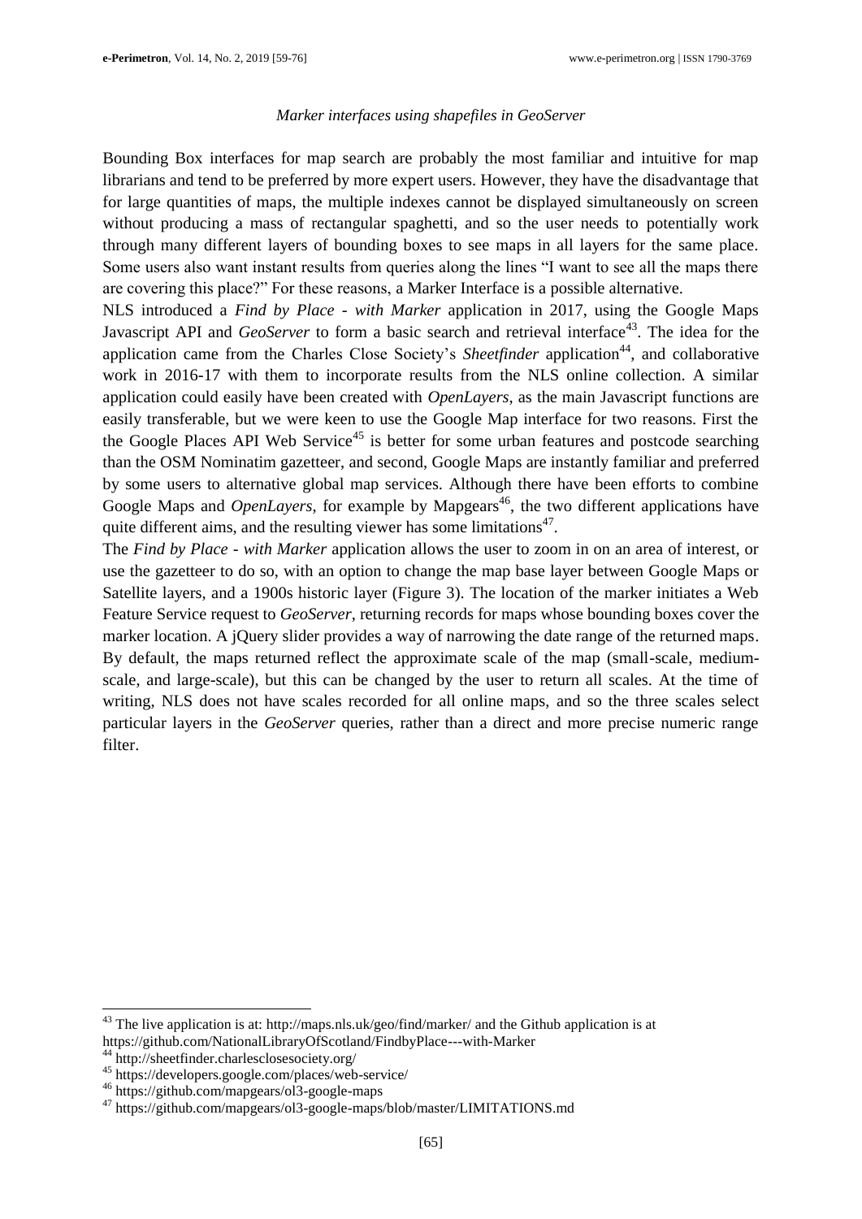*Marker interfaces using shapefiles in GeoServer*

Bounding Box interfaces for map search are probably the most familiar and intuitive for map librarians and tend to be preferred by more expert users. However, they have the disadvantage that for large quantities of maps, the multiple indexes cannot be displayed simultaneously on screen without producing a mass of rectangular spaghetti, and so the user needs to potentially work through many different layers of bounding boxes to see maps in all layers for the same place. Some users also want instant results from queries along the lines "I want to see all the maps there are covering this place?" For these reasons, a Marker Interface is a possible alternative.

NLS introduced a *Find by Place - with Marker* application in 2017, using the Google Maps Javascript API and *GeoServer* to form a basic search and retrieval interface[43]. The idea for the application came from the Charles Close Society's *Sheetfinder* application[44], and collaborative work in 2016-17 with them to incorporate results from the NLS online collection. A similar application could easily have been created with *OpenLayers*, as the main Javascript functions are easily transferable, but we were keen to use the Google Map interface for two reasons. First the the Google Places API Web Service[45] is better for some urban features and postcode searching than the OSM Nominatim gazetteer, and second, Google Maps are instantly familiar and preferred by some users to alternative global map services. Although there have been efforts to combine Google Maps and *OpenLayers*, for example by Mapgears[46], the two different applications have quite different aims, and the resulting viewer has some limitations[47].

The *Find by Place - with Marker* application allows the user to zoom in on an area of interest, or use the gazetteer to do so, with an option to change the map base layer between Google Maps or Satellite layers, and a 1900s historic layer (Figure 3). The location of the marker initiates a Web Feature Service request to *GeoServer*, returning records for maps whose bounding boxes cover the marker location. A jQuery slider provides a way of narrowing the date range of the returned maps. By default, the maps returned reflect the approximate scale of the map (small-scale, medium-scale, and large-scale), but this can be changed by the user to return all scales. At the time of writing, NLS does not have scales recorded for all online maps, and so the three scales select particular layers in the *GeoServer* queries, rather than a direct and more precise numeric range filter.

---

[43] The live application is at: http://maps.nls.uk/geo/find/marker/ and the Github application is at https://github.com/NationalLibraryOfScotland/FindbyPlace---with-Marker

[44] http://sheetfinder.charlesclosesociety.org/

[45] https://developers.google.com/places/web-service/

[46] https://github.com/mapgears/ol3-google-maps

[47] https://github.com/mapgears/ol3-google-maps/blob/master/LIMITATIONS.md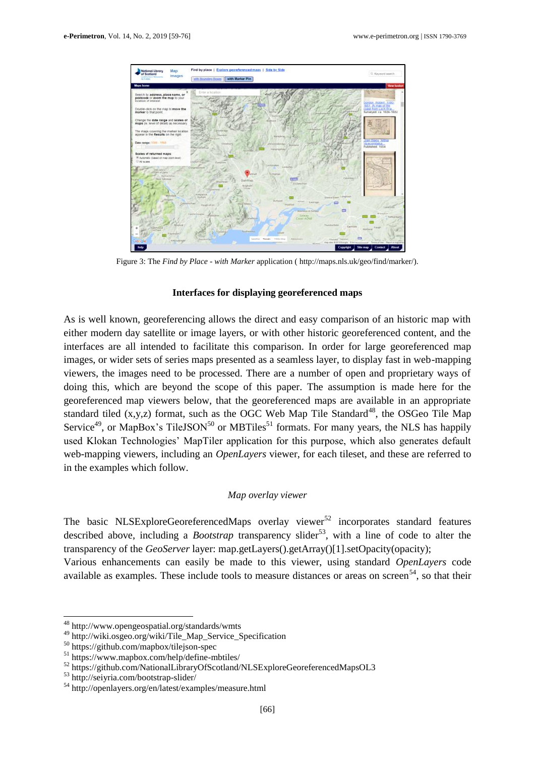Figure 3: The *Find by Place - with Marker* application ( http://maps.nls.uk/geo/find/marker/).

### Interfaces for displaying georeferenced maps

As is well known, georeferencing allows the direct and easy comparison of an historic map with either modern day satellite or image layers, or with other historic georeferenced content, and the interfaces are all intended to facilitate this comparison. In order for large georeferenced map images, or wider sets of series maps presented as a seamless layer, to display fast in web-mapping viewers, the images need to be processed. There are a number of open and proprietary ways of doing this, which are beyond the scope of this paper. The assumption is made here for the georeferenced map viewers below, that the georeferenced maps are available in an appropriate standard tiled (x,y,z) format, such as the OGC Web Map Tile Standard[48], the OSGeo Tile Map Service[49], or MapBox's TileJSON[50] or MBTiles[51] formats. For many years, the NLS has happily used Klokan Technologies' MapTiler application for this purpose, which also generates default web-mapping viewers, including an *OpenLayers* viewer, for each tileset, and these are referred to in the examples which follow.

#### *Map overlay viewer*

The basic NLSExploreGeoreferencedMaps overlay viewer[52] incorporates standard features described above, including a *Bootstrap* transparency slider[53], with a line of code to alter the transparency of the *GeoServer* layer: map.getLayers().getArray()[1].setOpacity(opacity);
Various enhancements can easily be made to this viewer, using standard *OpenLayers* code available as examples. These include tools to measure distances or areas on screen[54], so that their

[48] http://www.opengeospatial.org/standards/wmts
[49] http://wiki.osgeo.org/wiki/Tile_Map_Service_Specification
[50] https://github.com/mapbox/tilejson-spec
[51] https://www.mapbox.com/help/define-mbtiles/
[52] https://github.com/NationalLibraryOfScotland/NLSExploreGeoreferencedMapsOL3
[53] http://seiyria.com/bootstrap-slider/
[54] http://openlayers.org/en/latest/examples/measure.html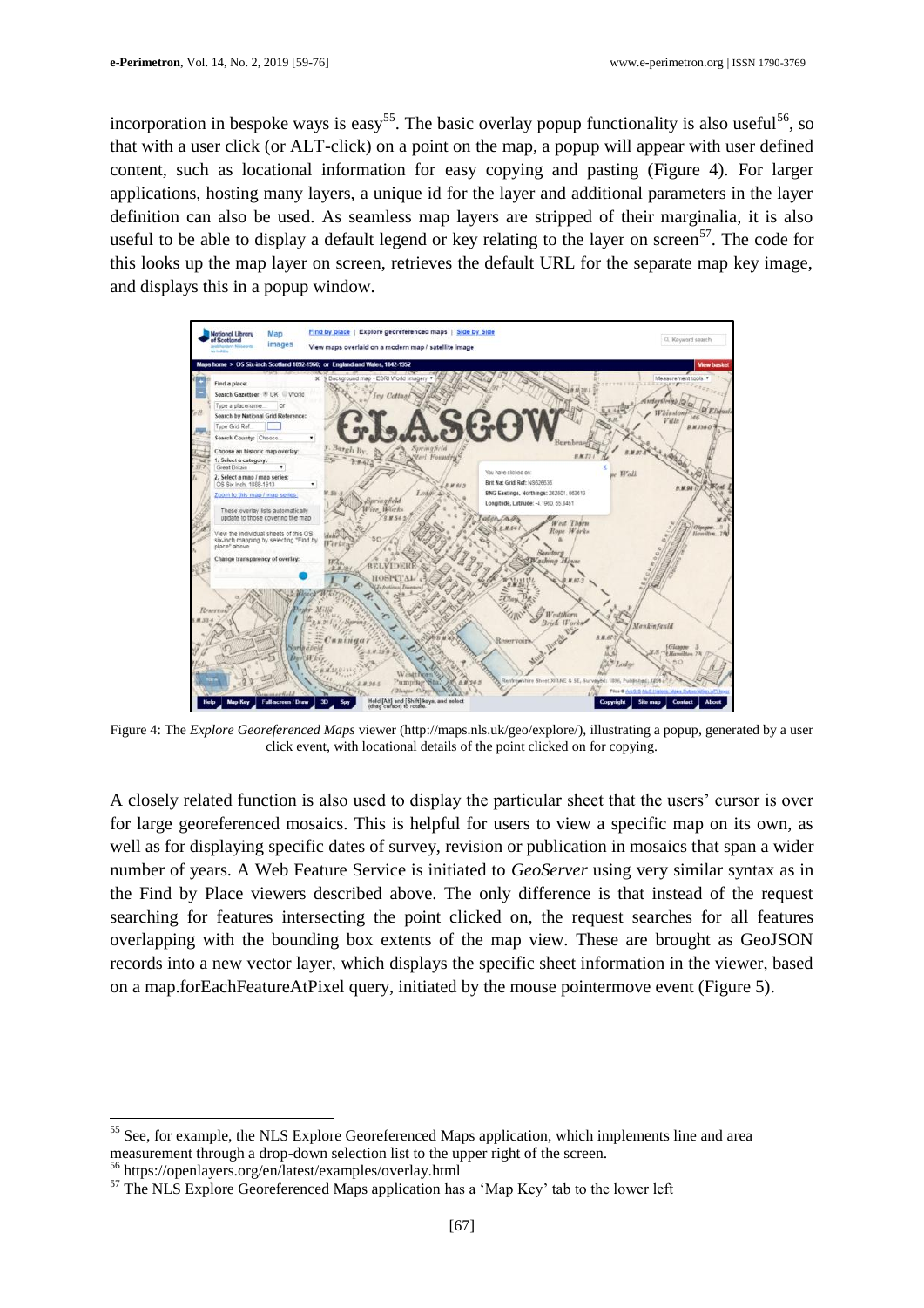incorporation in bespoke ways is easy[55]. The basic overlay popup functionality is also useful[56], so that with a user click (or ALT-click) on a point on the map, a popup will appear with user defined content, such as locational information for easy copying and pasting (Figure 4). For larger applications, hosting many layers, a unique id for the layer and additional parameters in the layer definition can also be used. As seamless map layers are stripped of their marginalia, it is also useful to be able to display a default legend or key relating to the layer on screen[57]. The code for this looks up the map layer on screen, retrieves the default URL for the separate map key image, and displays this in a popup window.

Figure 4: The *Explore Georeferenced Maps* viewer (http://maps.nls.uk/geo/explore/), illustrating a popup, generated by a user click event, with locational details of the point clicked on for copying.

A closely related function is also used to display the particular sheet that the users' cursor is over for large georeferenced mosaics. This is helpful for users to view a specific map on its own, as well as for displaying specific dates of survey, revision or publication in mosaics that span a wider number of years. A Web Feature Service is initiated to *GeoServer* using very similar syntax as in the Find by Place viewers described above. The only difference is that instead of the request searching for features intersecting the point clicked on, the request searches for all features overlapping with the bounding box extents of the map view. These are brought as GeoJSON records into a new vector layer, which displays the specific sheet information in the viewer, based on a map.forEachFeatureAtPixel query, initiated by the mouse pointermove event (Figure 5).

[55] See, for example, the NLS Explore Georeferenced Maps application, which implements line and area measurement through a drop-down selection list to the upper right of the screen.

[56] https://openlayers.org/en/latest/examples/overlay.html

[57] The NLS Explore Georeferenced Maps application has a 'Map Key' tab to the lower left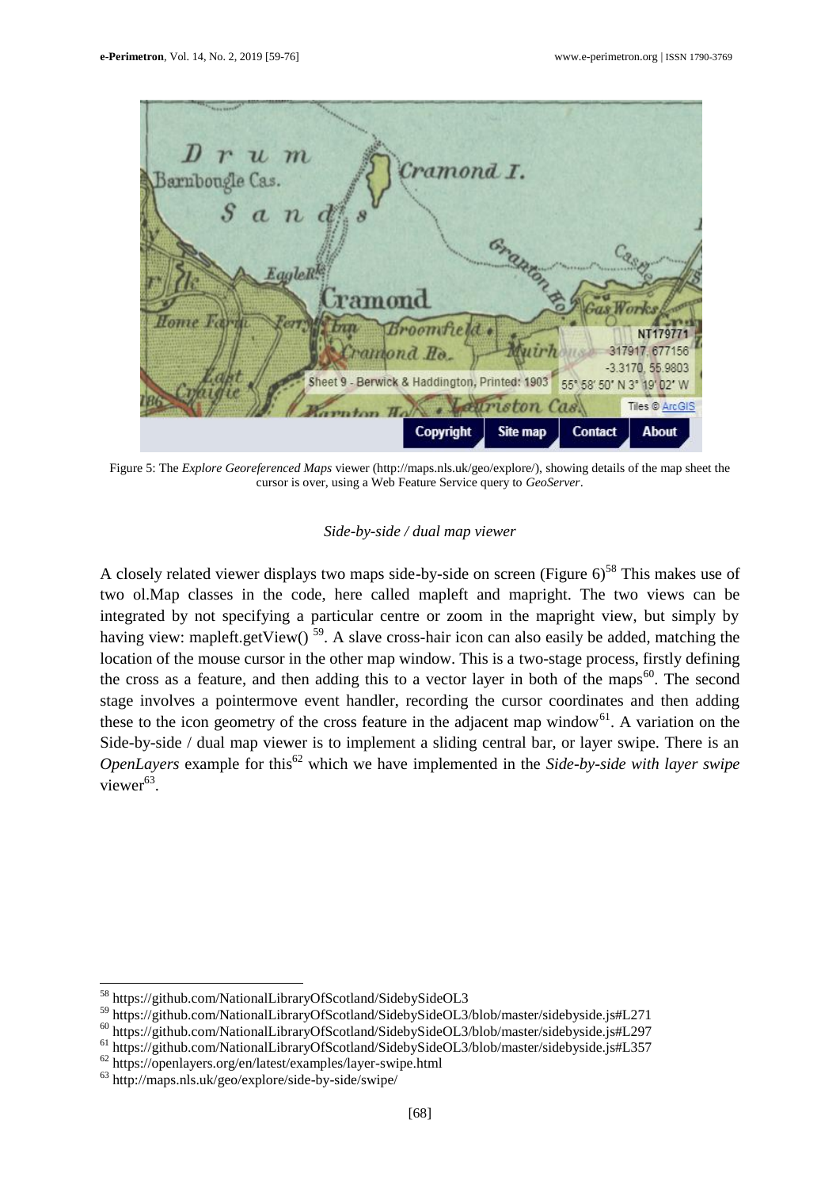Figure 5: The *Explore Georeferenced Maps* viewer (http://maps.nls.uk/geo/explore/), showing details of the map sheet the cursor is over, using a Web Feature Service query to *GeoServer*.

### *Side-by-side / dual map viewer*

A closely related viewer displays two maps side-by-side on screen (Figure 6)[58] This makes use of two ol.Map classes in the code, here called mapleft and mapright. The two views can be integrated by not specifying a particular centre or zoom in the mapright view, but simply by having view: mapleft.getView() [59]. A slave cross-hair icon can also easily be added, matching the location of the mouse cursor in the other map window. This is a two-stage process, firstly defining the cross as a feature, and then adding this to a vector layer in both of the maps[60]. The second stage involves a pointermove event handler, recording the cursor coordinates and then adding these to the icon geometry of the cross feature in the adjacent map window[61]. A variation on the Side-by-side / dual map viewer is to implement a sliding central bar, or layer swipe. There is an *OpenLayers* example for this[62] which we have implemented in the *Side-by-side with layer swipe* viewer[63].

---

[58] https://github.com/NationalLibraryOfScotland/SidebySideOL3

[59] https://github.com/NationalLibraryOfScotland/SidebySideOL3/blob/master/sidebyside.js#L271

[60] https://github.com/NationalLibraryOfScotland/SidebySideOL3/blob/master/sidebyside.js#L297

[61] https://github.com/NationalLibraryOfScotland/SidebySideOL3/blob/master/sidebyside.js#L357

[62] https://openlayers.org/en/latest/examples/layer-swipe.html

[63] http://maps.nls.uk/geo/explore/side-by-side/swipe/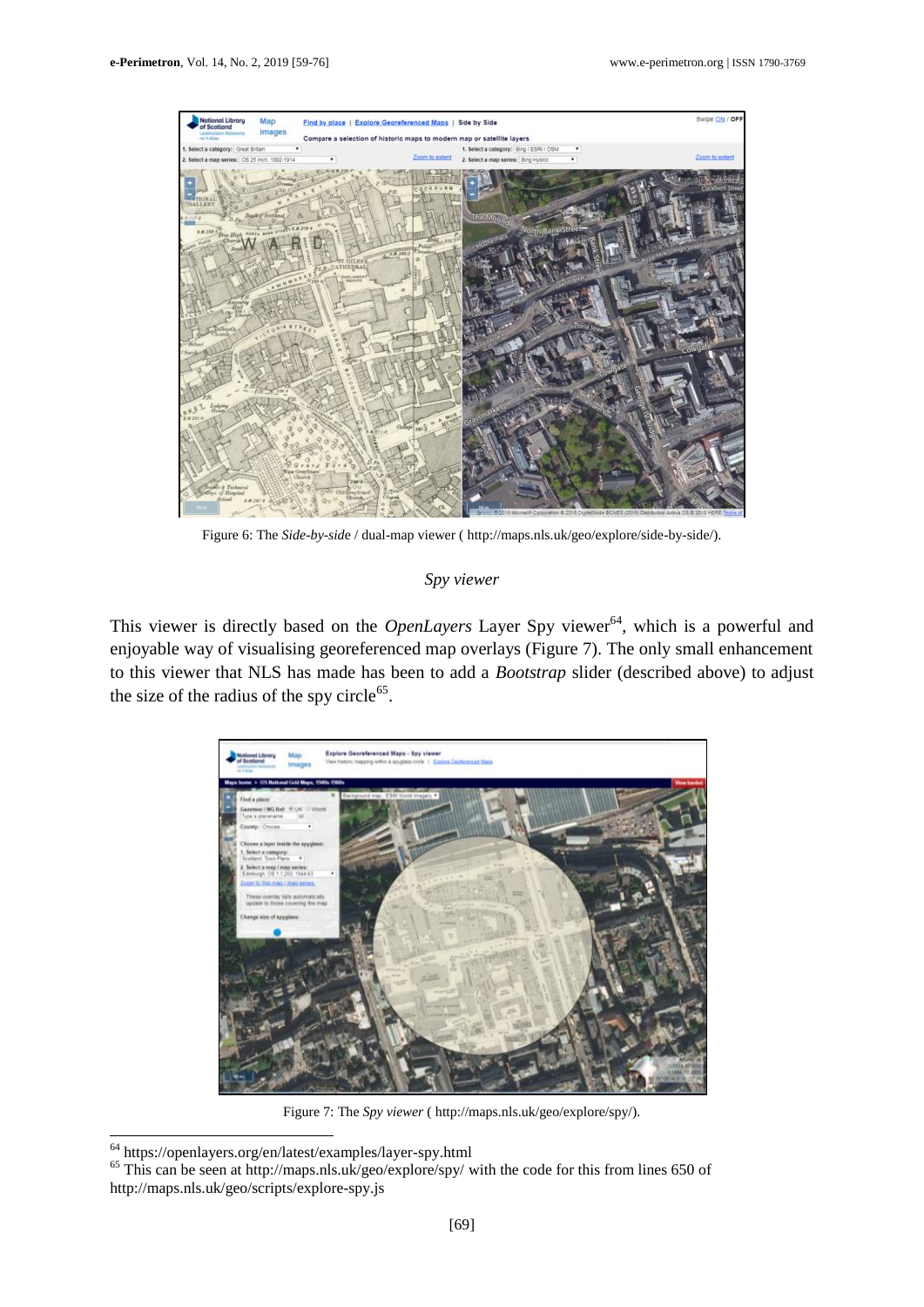Figure 6: The *Side-by-side* / dual-map viewer ( http://maps.nls.uk/geo/explore/side-by-side/).

### *Spy viewer*

This viewer is directly based on the *OpenLayers* Layer Spy viewer[64], which is a powerful and enjoyable way of visualising georeferenced map overlays (Figure 7). The only small enhancement to this viewer that NLS has made has been to add a *Bootstrap* slider (described above) to adjust the size of the radius of the spy circle[65].

Figure 7: The *Spy viewer* ( http://maps.nls.uk/geo/explore/spy/).

[64] https://openlayers.org/en/latest/examples/layer-spy.html

[65] This can be seen at http://maps.nls.uk/geo/explore/spy/ with the code for this from lines 650 of http://maps.nls.uk/geo/scripts/explore-spy.js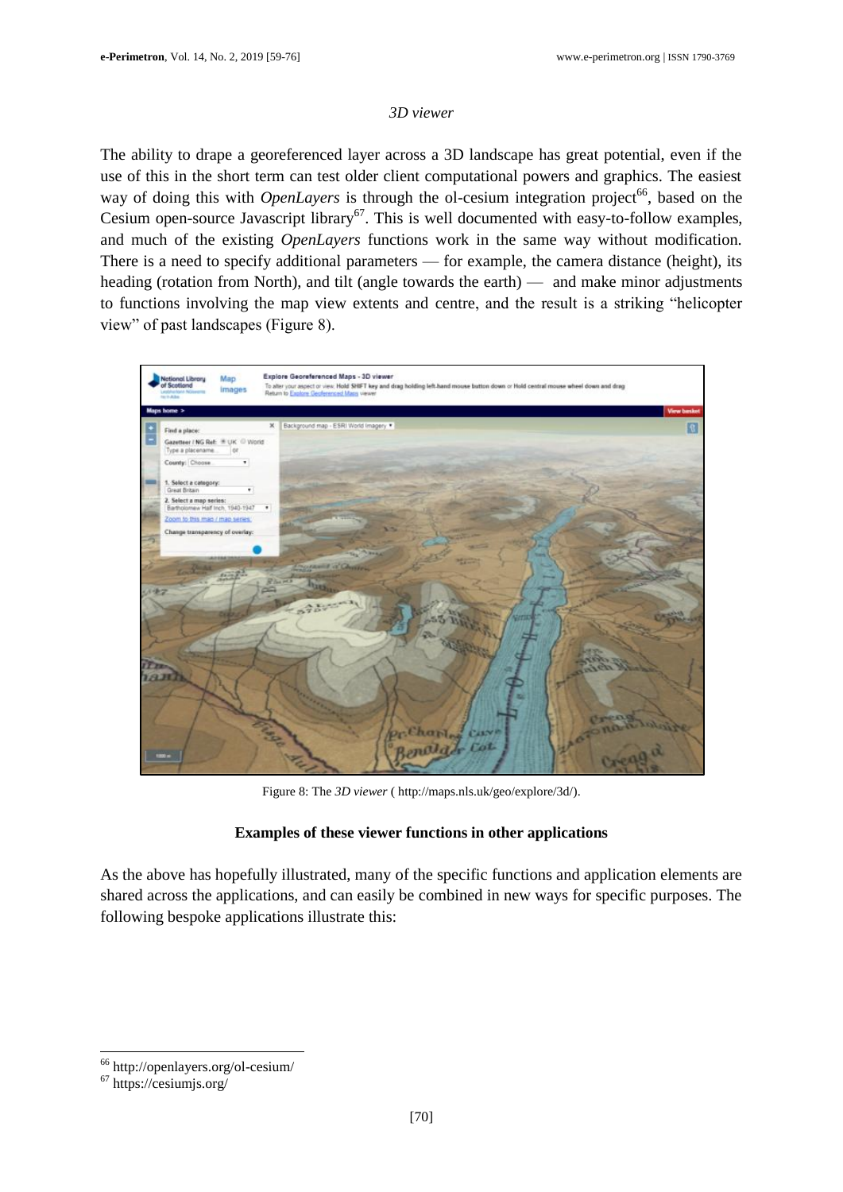*3D viewer*

The ability to drape a georeferenced layer across a 3D landscape has great potential, even if the use of this in the short term can test older client computational powers and graphics. The easiest way of doing this with *OpenLayers* is through the ol-cesium integration project[66], based on the Cesium open-source Javascript library[67]. This is well documented with easy-to-follow examples, and much of the existing *OpenLayers* functions work in the same way without modification. There is a need to specify additional parameters — for example, the camera distance (height), its heading (rotation from North), and tilt (angle towards the earth) — and make minor adjustments to functions involving the map view extents and centre, and the result is a striking "helicopter view" of past landscapes (Figure 8).

Figure 8: The *3D viewer* ( http://maps.nls.uk/geo/explore/3d/).

**Examples of these viewer functions in other applications**

As the above has hopefully illustrated, many of the specific functions and application elements are shared across the applications, and can easily be combined in new ways for specific purposes. The following bespoke applications illustrate this:

[66] http://openlayers.org/ol-cesium/

[67] https://cesiumjs.org/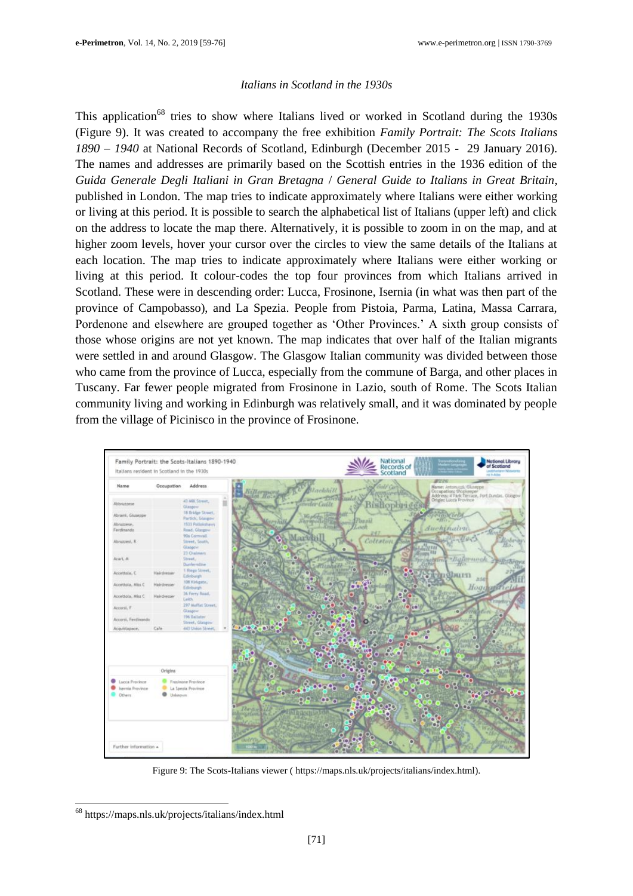*Italians in Scotland in the 1930s*

This application[68] tries to show where Italians lived or worked in Scotland during the 1930s (Figure 9). It was created to accompany the free exhibition *Family Portrait: The Scots Italians 1890 – 1940* at National Records of Scotland, Edinburgh (December 2015 - 29 January 2016). The names and addresses are primarily based on the Scottish entries in the 1936 edition of the *Guida Generale Degli Italiani in Gran Bretagna* / *General Guide to Italians in Great Britain*, published in London. The map tries to indicate approximately where Italians were either working or living at this period. It is possible to search the alphabetical list of Italians (upper left) and click on the address to locate the map there. Alternatively, it is possible to zoom in on the map, and at higher zoom levels, hover your cursor over the circles to view the same details of the Italians at each location. The map tries to indicate approximately where Italians were either working or living at this period. It colour-codes the top four provinces from which Italians arrived in Scotland. These were in descending order: Lucca, Frosinone, Isernia (in what was then part of the province of Campobasso), and La Spezia. People from Pistoia, Parma, Latina, Massa Carrara, Pordenone and elsewhere are grouped together as 'Other Provinces.' A sixth group consists of those whose origins are not yet known. The map indicates that over half of the Italian migrants were settled in and around Glasgow. The Glasgow Italian community was divided between those who came from the province of Lucca, especially from the commune of Barga, and other places in Tuscany. Far fewer people migrated from Frosinone in Lazio, south of Rome. The Scots Italian community living and working in Edinburgh was relatively small, and it was dominated by people from the village of Picinisco in the province of Frosinone.

Figure 9: The Scots-Italians viewer ( https://maps.nls.uk/projects/italians/index.html).

[68] https://maps.nls.uk/projects/italians/index.html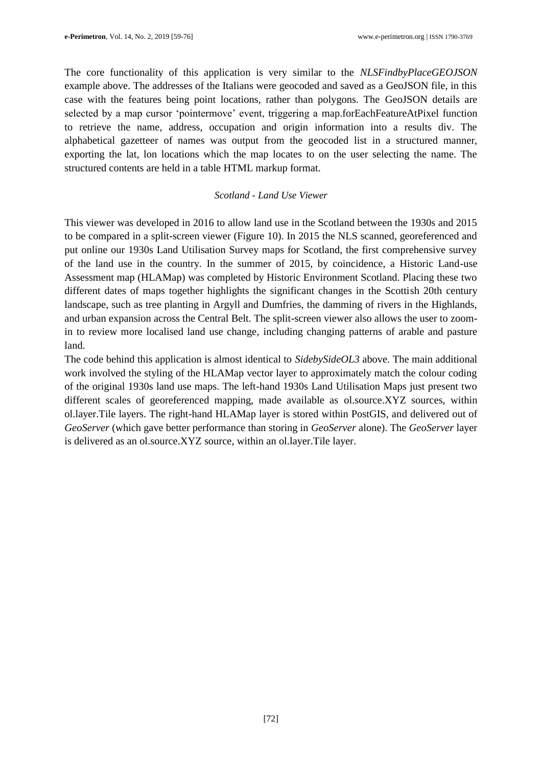The core functionality of this application is very similar to the *NLSFindbyPlaceGEOJSON* example above. The addresses of the Italians were geocoded and saved as a GeoJSON file, in this case with the features being point locations, rather than polygons. The GeoJSON details are selected by a map cursor 'pointermove' event, triggering a map.forEachFeatureAtPixel function to retrieve the name, address, occupation and origin information into a results div. The alphabetical gazetteer of names was output from the geocoded list in a structured manner, exporting the lat, lon locations which the map locates to on the user selecting the name. The structured contents are held in a table HTML markup format.

### *Scotland - Land Use Viewer*

This viewer was developed in 2016 to allow land use in the Scotland between the 1930s and 2015 to be compared in a split-screen viewer (Figure 10). In 2015 the NLS scanned, georeferenced and put online our 1930s Land Utilisation Survey maps for Scotland, the first comprehensive survey of the land use in the country. In the summer of 2015, by coincidence, a Historic Land-use Assessment map (HLAMap) was completed by Historic Environment Scotland. Placing these two different dates of maps together highlights the significant changes in the Scottish 20th century landscape, such as tree planting in Argyll and Dumfries, the damming of rivers in the Highlands, and urban expansion across the Central Belt. The split-screen viewer also allows the user to zoom-in to review more localised land use change, including changing patterns of arable and pasture land.

The code behind this application is almost identical to *SidebySideOL3* above. The main additional work involved the styling of the HLAMap vector layer to approximately match the colour coding of the original 1930s land use maps. The left-hand 1930s Land Utilisation Maps just present two different scales of georeferenced mapping, made available as ol.source.XYZ sources, within ol.layer.Tile layers. The right-hand HLAMap layer is stored within PostGIS, and delivered out of *GeoServer* (which gave better performance than storing in *GeoServer* alone). The *GeoServer* layer is delivered as an ol.source.XYZ source, within an ol.layer.Tile layer.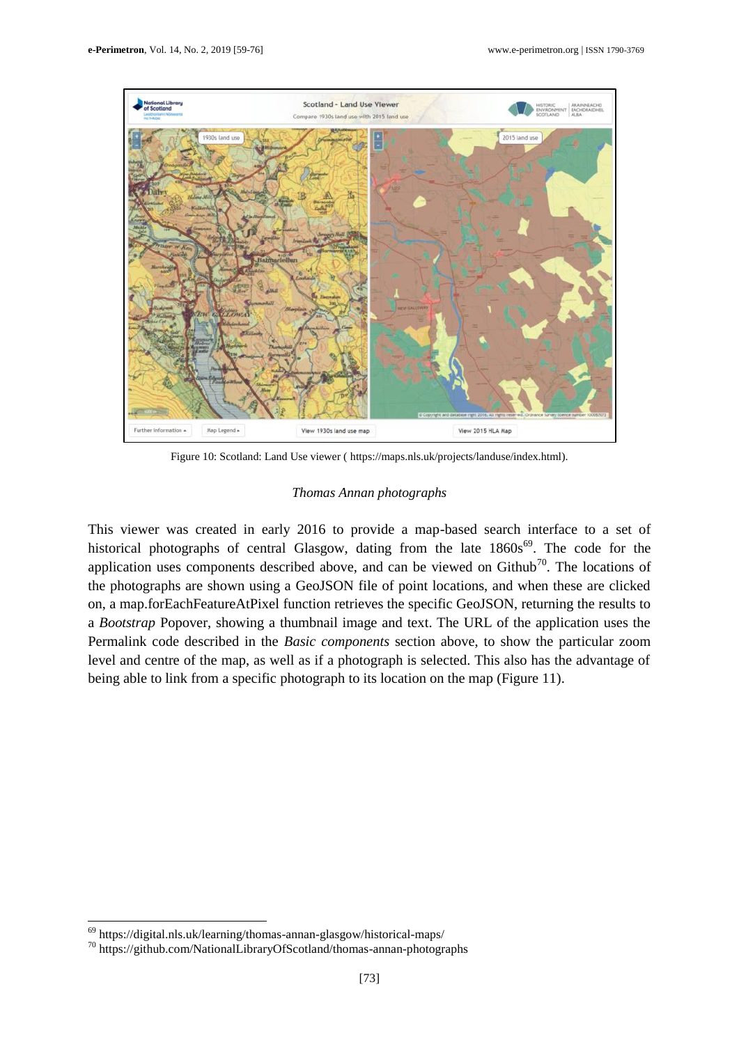Figure 10: Scotland: Land Use viewer ( https://maps.nls.uk/projects/landuse/index.html).

*Thomas Annan photographs*

This viewer was created in early 2016 to provide a map-based search interface to a set of historical photographs of central Glasgow, dating from the late 1860s[69]. The code for the application uses components described above, and can be viewed on Github[70]. The locations of the photographs are shown using a GeoJSON file of point locations, and when these are clicked on, a map.forEachFeatureAtPixel function retrieves the specific GeoJSON, returning the results to a *Bootstrap* Popover, showing a thumbnail image and text. The URL of the application uses the Permalink code described in the *Basic components* section above, to show the particular zoom level and centre of the map, as well as if a photograph is selected. This also has the advantage of being able to link from a specific photograph to its location on the map (Figure 11).

[69] https://digital.nls.uk/learning/thomas-annan-glasgow/historical-maps/

[70] https://github.com/NationalLibraryOfScotland/thomas-annan-photographs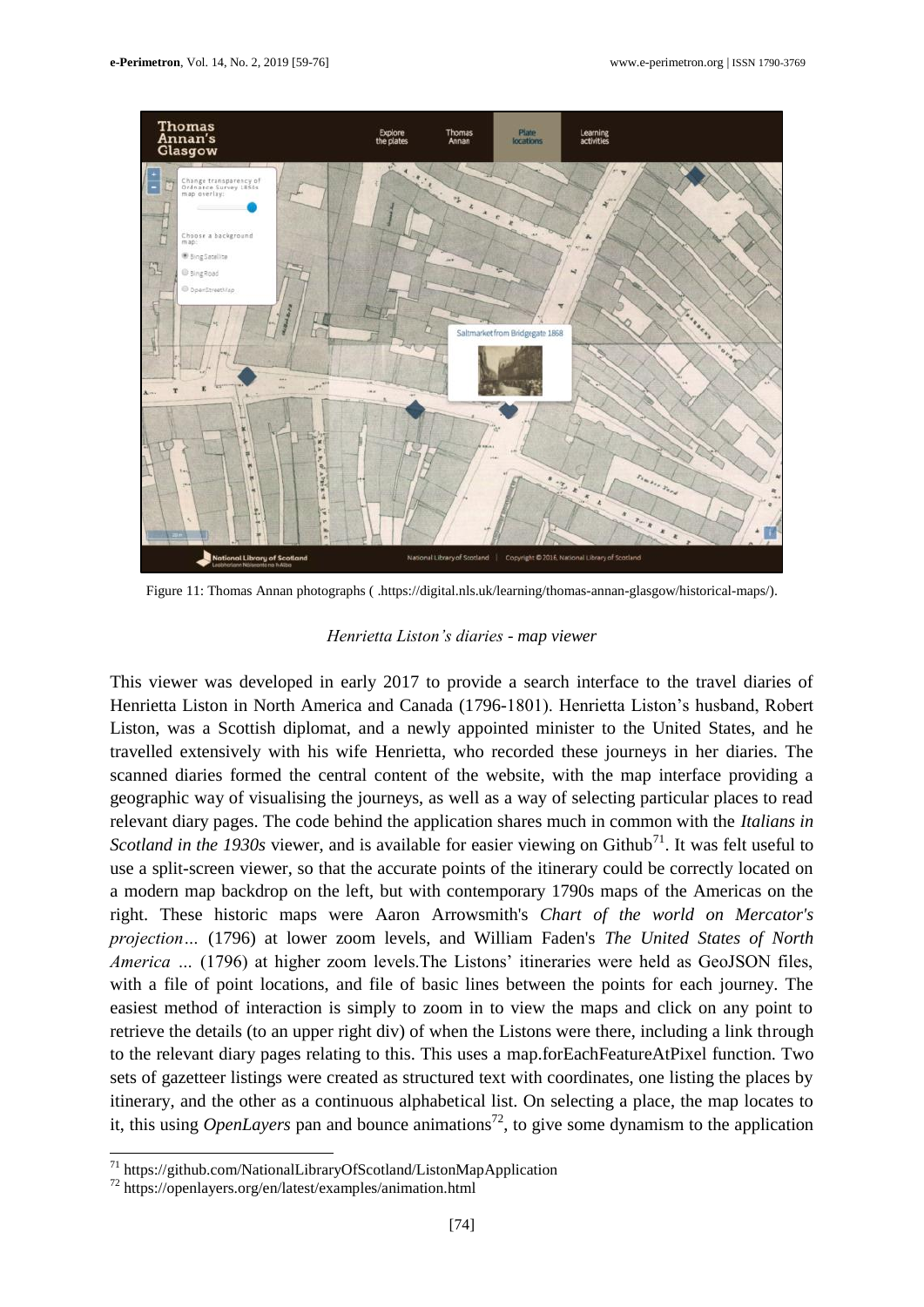Figure 11: Thomas Annan photographs ( .https://digital.nls.uk/learning/thomas-annan-glasgow/historical-maps/).

### *Henrietta Liston's diaries - map viewer*

This viewer was developed in early 2017 to provide a search interface to the travel diaries of Henrietta Liston in North America and Canada (1796-1801). Henrietta Liston's husband, Robert Liston, was a Scottish diplomat, and a newly appointed minister to the United States, and he travelled extensively with his wife Henrietta, who recorded these journeys in her diaries. The scanned diaries formed the central content of the website, with the map interface providing a geographic way of visualising the journeys, as well as a way of selecting particular places to read relevant diary pages. The code behind the application shares much in common with the *Italians in Scotland in the 1930s* viewer, and is available for easier viewing on Github[71]. It was felt useful to use a split-screen viewer, so that the accurate points of the itinerary could be correctly located on a modern map backdrop on the left, but with contemporary 1790s maps of the Americas on the right. These historic maps were Aaron Arrowsmith's *Chart of the world on Mercator's projection…* (1796) at lower zoom levels, and William Faden's *The United States of North America …* (1796) at higher zoom levels.The Listons' itineraries were held as GeoJSON files, with a file of point locations, and file of basic lines between the points for each journey. The easiest method of interaction is simply to zoom in to view the maps and click on any point to retrieve the details (to an upper right div) of when the Listons were there, including a link through to the relevant diary pages relating to this. This uses a map.forEachFeatureAtPixel function. Two sets of gazetteer listings were created as structured text with coordinates, one listing the places by itinerary, and the other as a continuous alphabetical list. On selecting a place, the map locates to it, this using *OpenLayers* pan and bounce animations[72], to give some dynamism to the application

[71] https://github.com/NationalLibraryOfScotland/ListonMapApplication

[72] https://openlayers.org/en/latest/examples/animation.html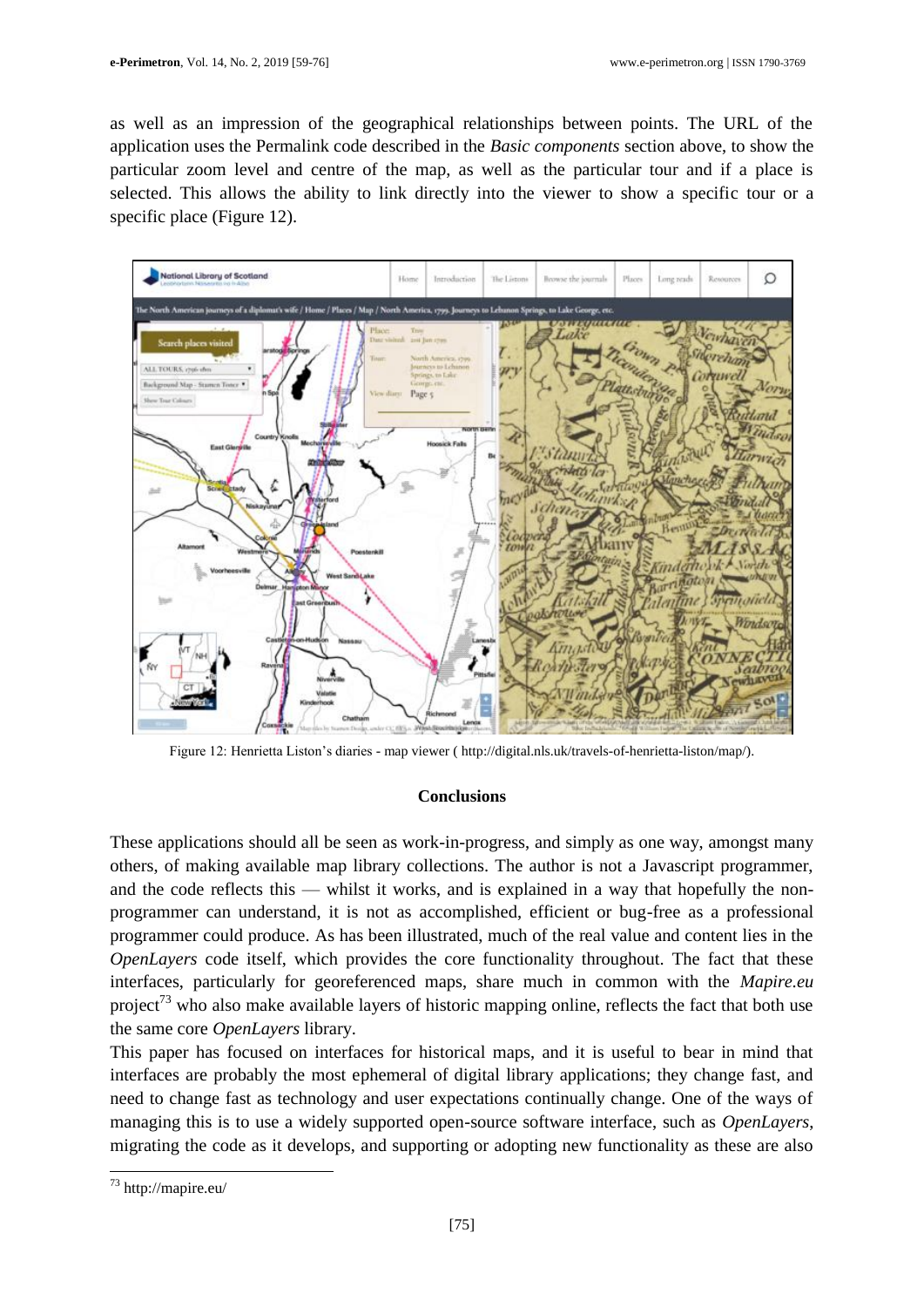as well as an impression of the geographical relationships between points. The URL of the application uses the Permalink code described in the *Basic components* section above, to show the particular zoom level and centre of the map, as well as the particular tour and if a place is selected. This allows the ability to link directly into the viewer to show a specific tour or a specific place (Figure 12).

Figure 12: Henrietta Liston's diaries - map viewer ( http://digital.nls.uk/travels-of-henrietta-liston/map/).

## Conclusions

These applications should all be seen as work-in-progress, and simply as one way, amongst many others, of making available map library collections. The author is not a Javascript programmer, and the code reflects this — whilst it works, and is explained in a way that hopefully the non-programmer can understand, it is not as accomplished, efficient or bug-free as a professional programmer could produce. As has been illustrated, much of the real value and content lies in the *OpenLayers* code itself, which provides the core functionality throughout. The fact that these interfaces, particularly for georeferenced maps, share much in common with the *Mapire.eu* project[73] who also make available layers of historic mapping online, reflects the fact that both use the same core *OpenLayers* library.

This paper has focused on interfaces for historical maps, and it is useful to bear in mind that interfaces are probably the most ephemeral of digital library applications; they change fast, and need to change fast as technology and user expectations continually change. One of the ways of managing this is to use a widely supported open-source software interface, such as *OpenLayers*, migrating the code as it develops, and supporting or adopting new functionality as these are also

[73] http://mapire.eu/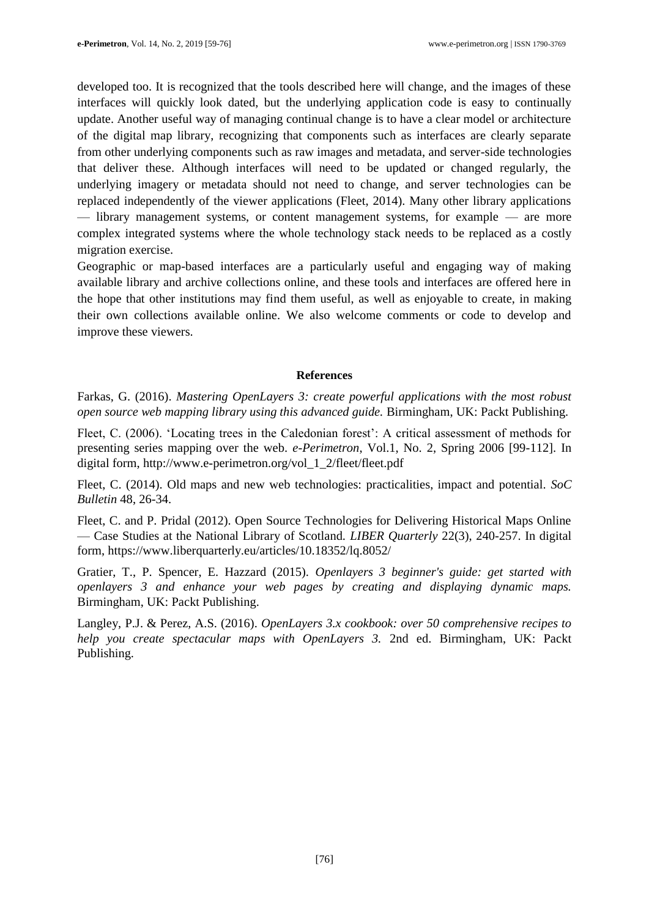developed too. It is recognized that the tools described here will change, and the images of these interfaces will quickly look dated, but the underlying application code is easy to continually update. Another useful way of managing continual change is to have a clear model or architecture of the digital map library, recognizing that components such as interfaces are clearly separate from other underlying components such as raw images and metadata, and server-side technologies that deliver these. Although interfaces will need to be updated or changed regularly, the underlying imagery or metadata should not need to change, and server technologies can be replaced independently of the viewer applications (Fleet, 2014). Many other library applications — library management systems, or content management systems, for example — are more complex integrated systems where the whole technology stack needs to be replaced as a costly migration exercise.

Geographic or map-based interfaces are a particularly useful and engaging way of making available library and archive collections online, and these tools and interfaces are offered here in the hope that other institutions may find them useful, as well as enjoyable to create, in making their own collections available online. We also welcome comments or code to develop and improve these viewers.

## References

Farkas, G. (2016). *Mastering OpenLayers 3: create powerful applications with the most robust open source web mapping library using this advanced guide.* Birmingham, UK: Packt Publishing.

Fleet, C. (2006). 'Locating trees in the Caledonian forest': A critical assessment of methods for presenting series mapping over the web. *e-Perimetron*, Vol.1, No. 2, Spring 2006 [99-112]. In digital form, http://www.e-perimetron.org/vol_1_2/fleet/fleet.pdf

Fleet, C. (2014). Old maps and new web technologies: practicalities, impact and potential. *SoC Bulletin* 48, 26-34.

Fleet, C. and P. Pridal (2012). Open Source Technologies for Delivering Historical Maps Online — Case Studies at the National Library of Scotland. *LIBER Quarterly* 22(3), 240-257. In digital form, https://www.liberquarterly.eu/articles/10.18352/lq.8052/

Gratier, T., P. Spencer, E. Hazzard (2015). *Openlayers 3 beginner's guide: get started with openlayers 3 and enhance your web pages by creating and displaying dynamic maps.* Birmingham, UK: Packt Publishing.

Langley, P.J. & Perez, A.S. (2016). *OpenLayers 3.x cookbook: over 50 comprehensive recipes to help you create spectacular maps with OpenLayers 3.* 2nd ed. Birmingham, UK: Packt Publishing.